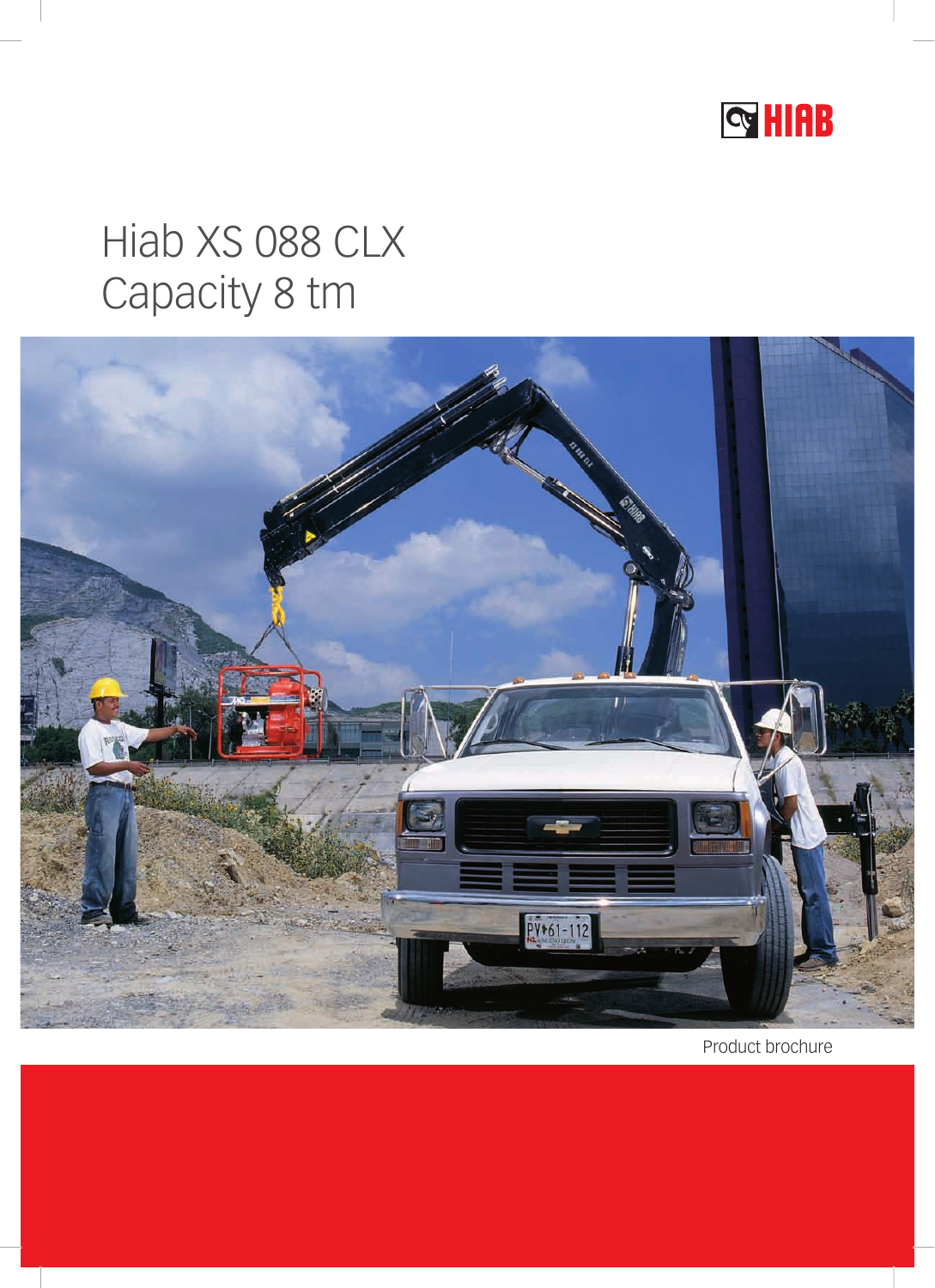HIAB

# Hiab XS 088 CLX
# Capacity 8 tm

Product brochure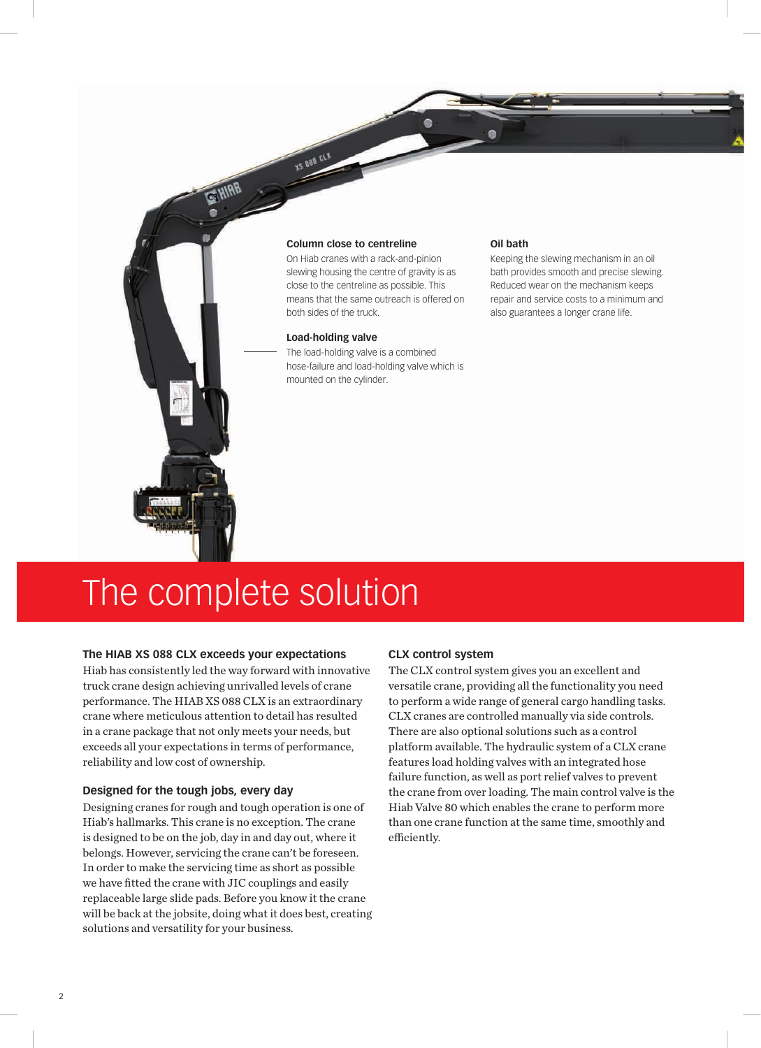### Column close to centreline

On Hiab cranes with a rack-and-pinion slewing housing the centre of gravity is as close to the centreline as possible. This means that the same outreach is offered on both sides of the truck.

### Load-holding valve

The load-holding valve is a combined hose-failure and load-holding valve which is mounted on the cylinder.

### Oil bath

Keeping the slewing mechanism in an oil bath provides smooth and precise slewing. Reduced wear on the mechanism keeps repair and service costs to a minimum and also guarantees a longer crane life.

# The complete solution

### The HIAB XS 088 CLX exceeds your expectations

Hiab has consistently led the way forward with innovative truck crane design achieving unrivalled levels of crane performance. The HIAB XS 088 CLX is an extraordinary crane where meticulous attention to detail has resulted in a crane package that not only meets your needs, but exceeds all your expectations in terms of performance, reliability and low cost of ownership.

### Designed for the tough jobs, every day

Designing cranes for rough and tough operation is one of Hiab's hallmarks. This crane is no exception. The crane is designed to be on the job, day in and day out, where it belongs. However, servicing the crane can't be foreseen. In order to make the servicing time as short as possible we have fitted the crane with JIC couplings and easily replaceable large slide pads. Before you know it the crane will be back at the jobsite, doing what it does best, creating solutions and versatility for your business.

### CLX control system

The CLX control system gives you an excellent and versatile crane, providing all the functionality you need to perform a wide range of general cargo handling tasks. CLX cranes are controlled manually via side controls. There are also optional solutions such as a control platform available. The hydraulic system of a CLX crane features load holding valves with an integrated hose failure function, as well as port relief valves to prevent the crane from over loading. The main control valve is the Hiab Valve 80 which enables the crane to perform more than one crane function at the same time, smoothly and efficiently.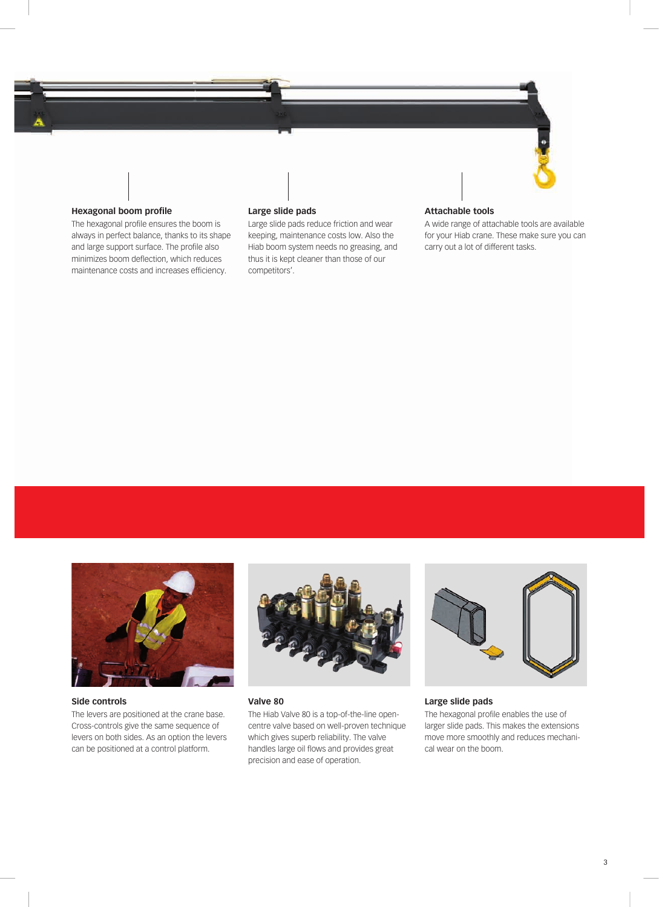### Hexagonal boom profile

The hexagonal profile ensures the boom is always in perfect balance, thanks to its shape and large support surface. The profile also minimizes boom deflection, which reduces maintenance costs and increases efficiency.

### Large slide pads

Large slide pads reduce friction and wear keeping, maintenance costs low. Also the Hiab boom system needs no greasing, and thus it is kept cleaner than those of our competitors'.

### Attachable tools

A wide range of attachable tools are available for your Hiab crane. These make sure you can carry out a lot of different tasks.

### Side controls

The levers are positioned at the crane base. Cross-controls give the same sequence of levers on both sides. As an option the levers can be positioned at a control platform.

### Valve 80

The Hiab Valve 80 is a top-of-the-line open-centre valve based on well-proven technique which gives superb reliability. The valve handles large oil flows and provides great precision and ease of operation.

### Large slide pads

The hexagonal profile enables the use of larger slide pads. This makes the extensions move more smoothly and reduces mechanical wear on the boom.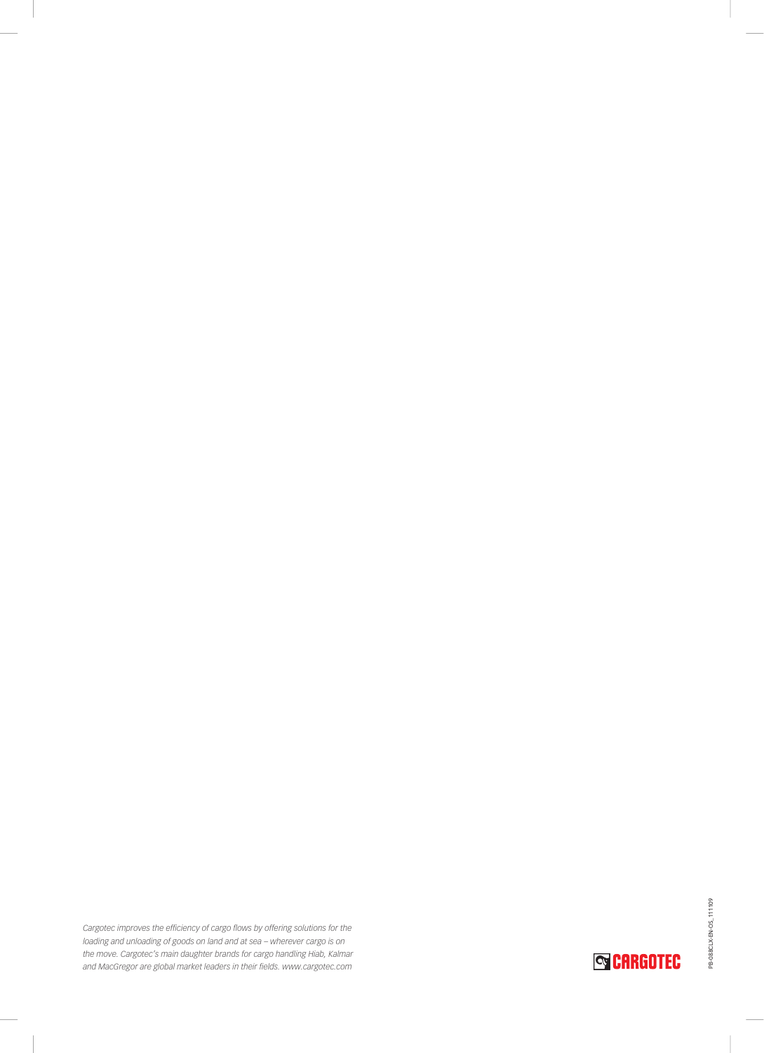*Cargotec improves the efficiency of cargo flows by offering solutions for the loading and unloading of goods on land and at sea – wherever cargo is on the move. Cargotec's main daughter brands for cargo handling Hiab, Kalmar and MacGregor are global market leaders in their fields. www.cargotec.com*

CARGOTEC

PB-088CLX-EN-OS_111109